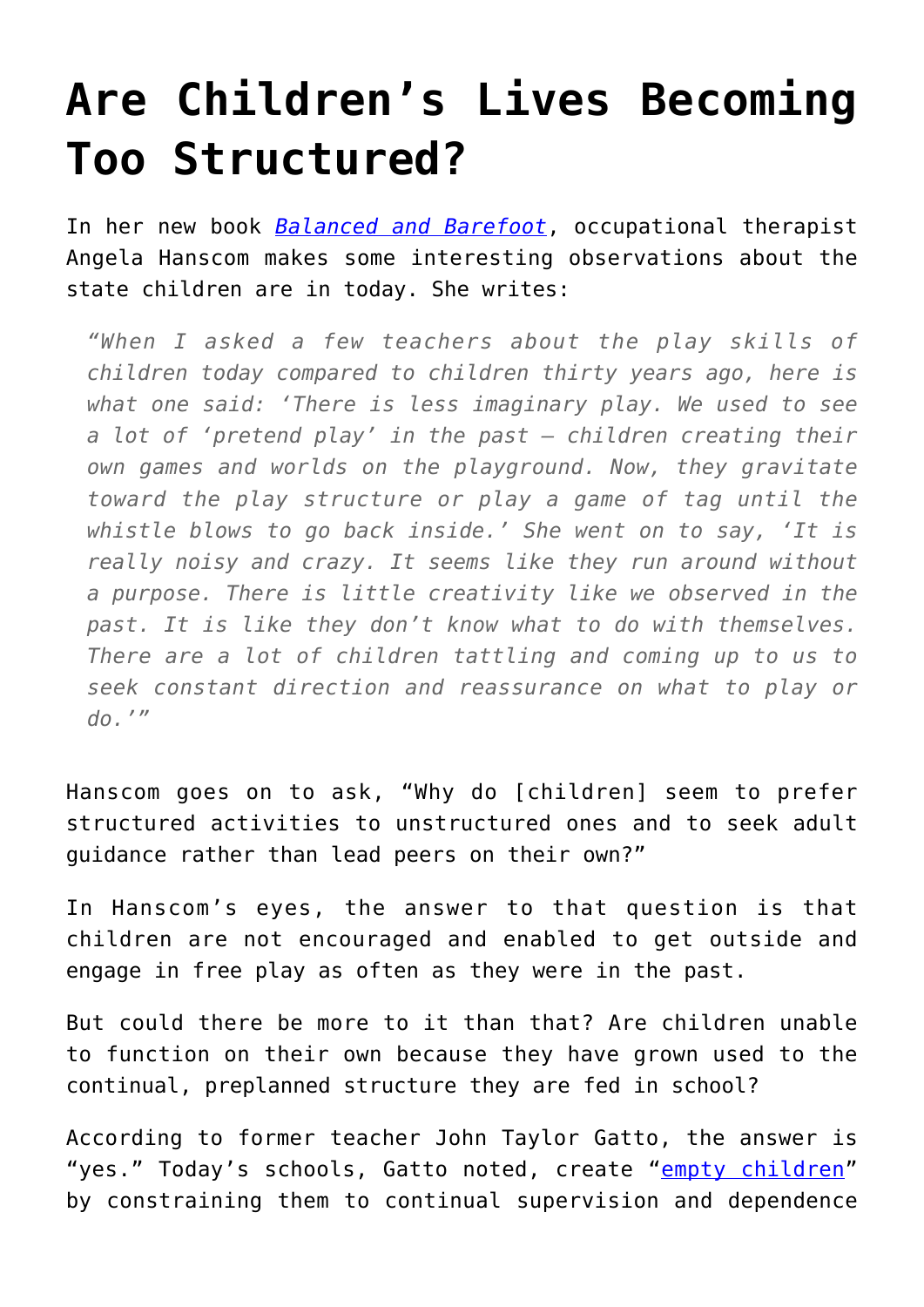# Are Children's Lives Becoming Too Structured?

In her new book [*Balanced and Barefoot*](), occupational therapist Angela Hanscom makes some interesting observations about the state children are in today. She writes:

> *"When I asked a few teachers about the play skills of children today compared to children thirty years ago, here is what one said: 'There is less imaginary play. We used to see a lot of 'pretend play' in the past – children creating their own games and worlds on the playground. Now, they gravitate toward the play structure or play a game of tag until the whistle blows to go back inside.' She went on to say, 'It is really noisy and crazy. It seems like they run around without a purpose. There is little creativity like we observed in the past. It is like they don't know what to do with themselves. There are a lot of children tattling and coming up to us to seek constant direction and reassurance on what to play or do.'"*

Hanscom goes on to ask, "Why do [children] seem to prefer structured activities to unstructured ones and to seek adult guidance rather than lead peers on their own?"

In Hanscom's eyes, the answer to that question is that children are not encouraged and enabled to get outside and engage in free play as often as they were in the past.

But could there be more to it than that? Are children unable to function on their own because they have grown used to the continual, preplanned structure they are fed in school?

According to former teacher John Taylor Gatto, the answer is "yes." Today's schools, Gatto noted, create "[empty children]()" by constraining them to continual supervision and dependence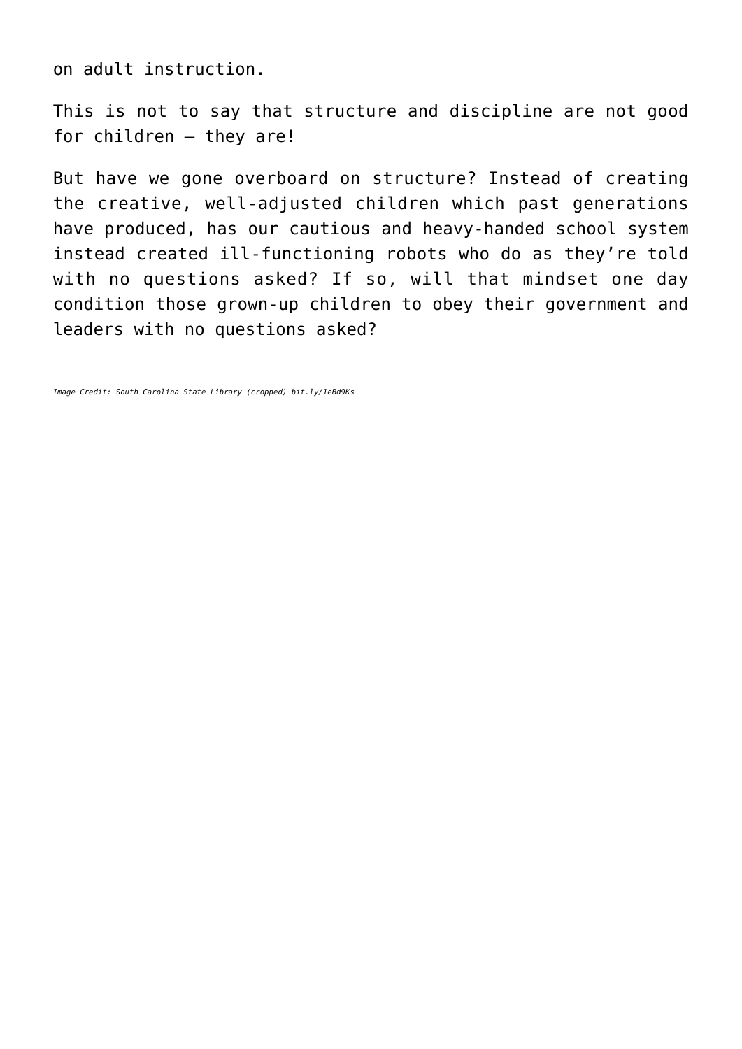on adult instruction.

This is not to say that structure and discipline are not good for children – they are!

But have we gone overboard on structure? Instead of creating the creative, well-adjusted children which past generations have produced, has our cautious and heavy-handed school system instead created ill-functioning robots who do as they're told with no questions asked? If so, will that mindset one day condition those grown-up children to obey their government and leaders with no questions asked?

*Image Credit: South Carolina State Library (cropped) bit.ly/1eBd9Ks*